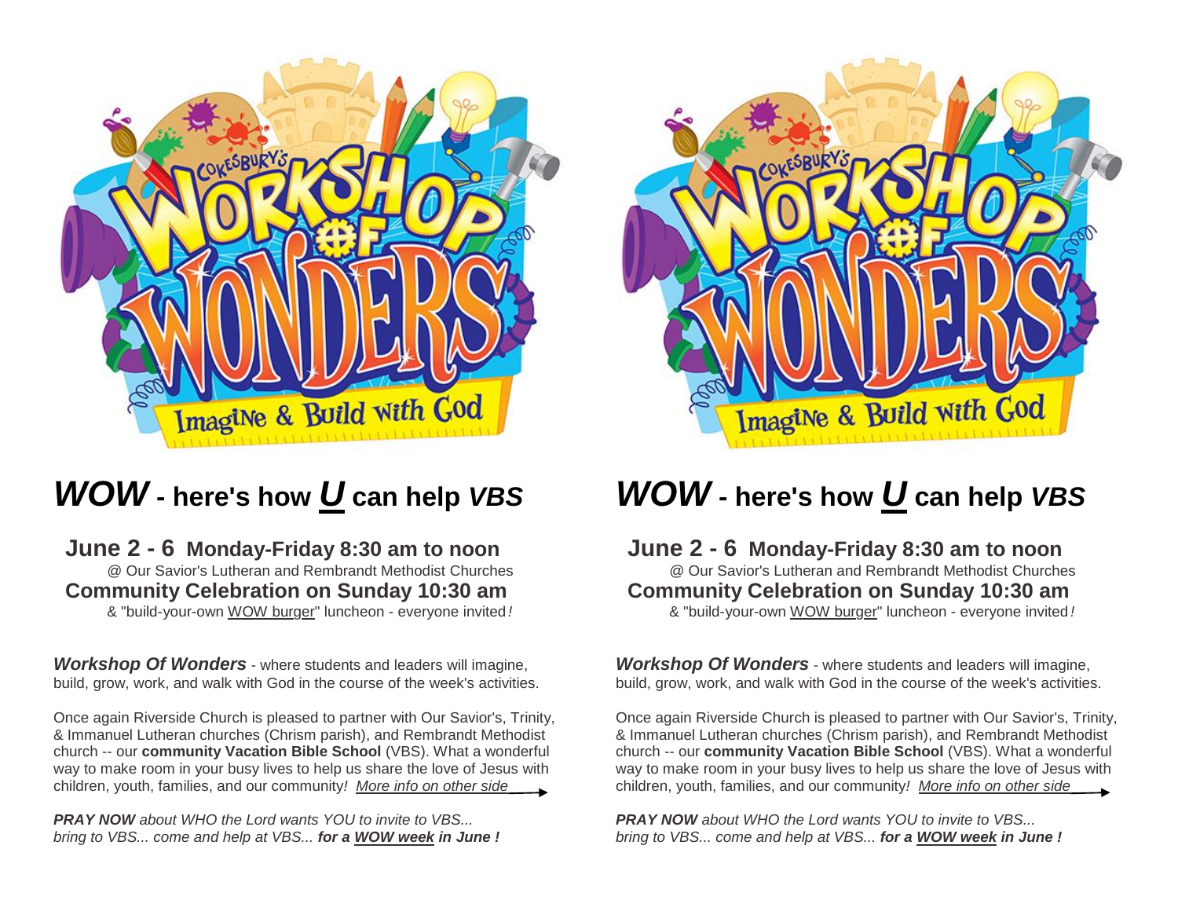# ***WOW*** - here's how ***U*** can help ***VBS***

**June 2 - 6 Monday-Friday 8:30 am to noon**
@ Our Savior's Lutheran and Rembrandt Methodist Churches
**Community Celebration on Sunday 10:30 am**
& "build-your-own WOW burger" luncheon - everyone invited*!*

***Workshop Of Wonders*** - where students and leaders will imagine, build, grow, work, and walk with God in the course of the week's activities.

Once again Riverside Church is pleased to partner with Our Savior's, Trinity, & Immanuel Lutheran churches (Chrism parish), and Rembrandt Methodist church -- our **community Vacation Bible School** (VBS). What a wonderful way to make room in your busy lives to help us share the love of Jesus with children, youth, families, and our community*!* *More info on other side* →

***PRAY NOW*** *about WHO the Lord wants YOU to invite to VBS... bring to VBS... come and help at VBS...* ***for a WOW week in June !***

# ***WOW*** - here's how ***U*** can help ***VBS***

**June 2 - 6 Monday-Friday 8:30 am to noon**
@ Our Savior's Lutheran and Rembrandt Methodist Churches
**Community Celebration on Sunday 10:30 am**
& "build-your-own WOW burger" luncheon - everyone invited*!*

***Workshop Of Wonders*** - where students and leaders will imagine, build, grow, work, and walk with God in the course of the week's activities.

Once again Riverside Church is pleased to partner with Our Savior's, Trinity, & Immanuel Lutheran churches (Chrism parish), and Rembrandt Methodist church -- our **community Vacation Bible School** (VBS). What a wonderful way to make room in your busy lives to help us share the love of Jesus with children, youth, families, and our community*!* *More info on other side* →

***PRAY NOW*** *about WHO the Lord wants YOU to invite to VBS... bring to VBS... come and help at VBS...* ***for a WOW week in June !***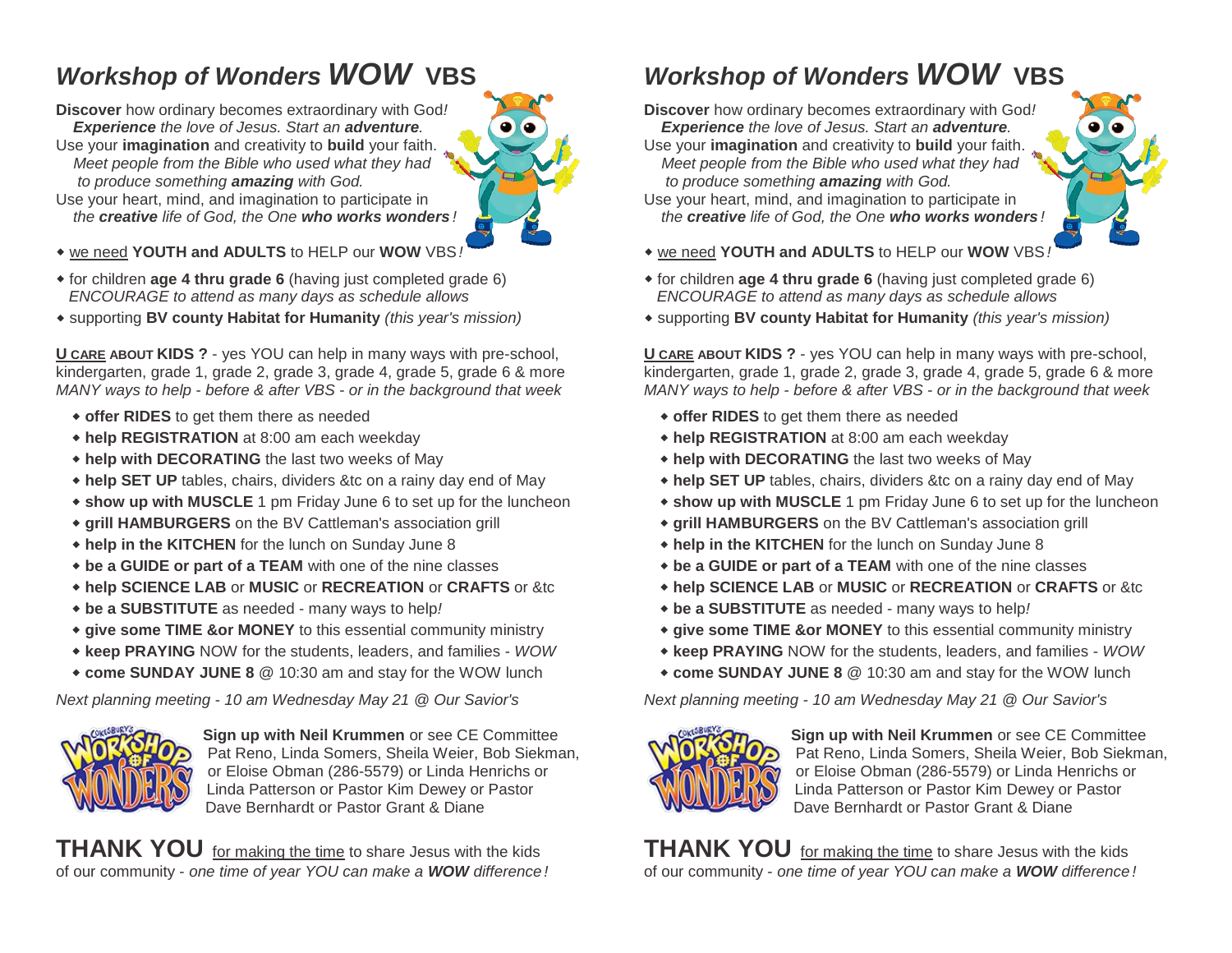## *Workshop of Wonders* ***WOW*** **VBS**

**Discover** how ordinary becomes extraordinary with God*!*
*Experience the love of Jesus. Start an* ***adventure****.*
Use your **imagination** and creativity to **build** your faith.
*Meet people from the Bible who used what they had to produce something* ***amazing*** *with God.*
Use your heart, mind, and imagination to participate in *the* ***creative*** *life of God, the One* ***who works wonders****!*

- we need **YOUTH and ADULTS** to HELP our **WOW** VBS*!*
- for children **age 4 thru grade 6** (having just completed grade 6)
  *ENCOURAGE to attend as many days as schedule allows*
- supporting **BV county Habitat for Humanity** *(this year's mission)*

**U CARE ABOUT KIDS ?** - yes YOU can help in many ways with pre-school, kindergarten, grade 1, grade 2, grade 3, grade 4, grade 5, grade 6 & more
*MANY ways to help - before & after VBS - or in the background that week*

- **offer RIDES** to get them there as needed
- **help REGISTRATION** at 8:00 am each weekday
- **help with DECORATING** the last two weeks of May
- **help SET UP** tables, chairs, dividers &tc on a rainy day end of May
- **show up with MUSCLE** 1 pm Friday June 6 to set up for the luncheon
- **grill HAMBURGERS** on the BV Cattleman's association grill
- **help in the KITCHEN** for the lunch on Sunday June 8
- **be a GUIDE or part of a TEAM** with one of the nine classes
- **help SCIENCE LAB** or **MUSIC** or **RECREATION** or **CRAFTS** or &tc
- **be a SUBSTITUTE** as needed - many ways to help*!*
- **give some TIME &or MONEY** to this essential community ministry
- **keep PRAYING** NOW for the students, leaders, and families - *WOW*
- **come SUNDAY JUNE 8** @ 10:30 am and stay for the WOW lunch

*Next planning meeting - 10 am Wednesday May 21 @ Our Savior's*

**Sign up with Neil Krummen** or see CE Committee Pat Reno, Linda Somers, Sheila Weier, Bob Siekman, or Eloise Obman (286-5579) or Linda Henrichs or Linda Patterson or Pastor Kim Dewey or Pastor Dave Bernhardt or Pastor Grant & Diane

**THANK YOU** for making the time to share Jesus with the kids of our community - *one time of year YOU can make a* ***WOW*** *difference!*

## *Workshop of Wonders* ***WOW*** **VBS**

**Discover** how ordinary becomes extraordinary with God*!*
*Experience the love of Jesus. Start an* ***adventure****.*
Use your **imagination** and creativity to **build** your faith.
*Meet people from the Bible who used what they had to produce something* ***amazing*** *with God.*
Use your heart, mind, and imagination to participate in *the* ***creative*** *life of God, the One* ***who works wonders****!*

- we need **YOUTH and ADULTS** to HELP our **WOW** VBS*!*
- for children **age 4 thru grade 6** (having just completed grade 6)
  *ENCOURAGE to attend as many days as schedule allows*
- supporting **BV county Habitat for Humanity** *(this year's mission)*

**U CARE ABOUT KIDS ?** - yes YOU can help in many ways with pre-school, kindergarten, grade 1, grade 2, grade 3, grade 4, grade 5, grade 6 & more
*MANY ways to help - before & after VBS - or in the background that week*

- **offer RIDES** to get them there as needed
- **help REGISTRATION** at 8:00 am each weekday
- **help with DECORATING** the last two weeks of May
- **help SET UP** tables, chairs, dividers &tc on a rainy day end of May
- **show up with MUSCLE** 1 pm Friday June 6 to set up for the luncheon
- **grill HAMBURGERS** on the BV Cattleman's association grill
- **help in the KITCHEN** for the lunch on Sunday June 8
- **be a GUIDE or part of a TEAM** with one of the nine classes
- **help SCIENCE LAB** or **MUSIC** or **RECREATION** or **CRAFTS** or &tc
- **be a SUBSTITUTE** as needed - many ways to help*!*
- **give some TIME &or MONEY** to this essential community ministry
- **keep PRAYING** NOW for the students, leaders, and families - *WOW*
- **come SUNDAY JUNE 8** @ 10:30 am and stay for the WOW lunch

*Next planning meeting - 10 am Wednesday May 21 @ Our Savior's*

**Sign up with Neil Krummen** or see CE Committee Pat Reno, Linda Somers, Sheila Weier, Bob Siekman, or Eloise Obman (286-5579) or Linda Henrichs or Linda Patterson or Pastor Kim Dewey or Pastor Dave Bernhardt or Pastor Grant & Diane

**THANK YOU** for making the time to share Jesus with the kids of our community - *one time of year YOU can make a* ***WOW*** *difference!*